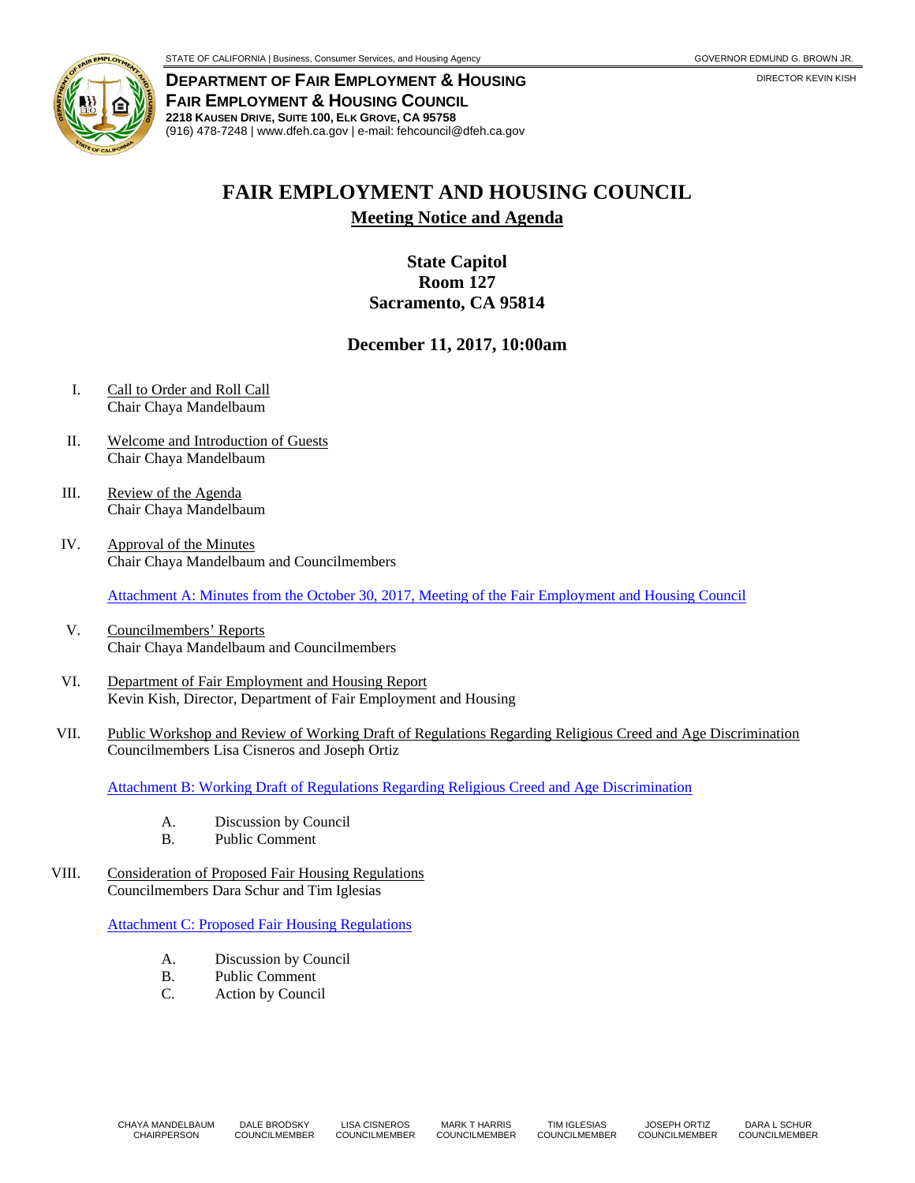STATE OF CALIFORNIA | Business, Consumer Services, and Housing Agency — GOVERNOR EDMUND G. BROWN JR.

**DEPARTMENT OF FAIR EMPLOYMENT & HOUSING**
**FAIR EMPLOYMENT & HOUSING COUNCIL**
**2218 KAUSEN DRIVE, SUITE 100, ELK GROVE, CA 95758**
(916) 478-7248 | www.dfeh.ca.gov | e-mail: fehcouncil@dfeh.ca.gov

DIRECTOR KEVIN KISH

# FAIR EMPLOYMENT AND HOUSING COUNCIL

## Meeting Notice and Agenda

**State Capitol**
**Room 127**
**Sacramento, CA 95814**

**December 11, 2017, 10:00am**

I. Call to Order and Roll Call
Chair Chaya Mandelbaum

II. Welcome and Introduction of Guests
Chair Chaya Mandelbaum

III. Review of the Agenda
Chair Chaya Mandelbaum

IV. Approval of the Minutes
Chair Chaya Mandelbaum and Councilmembers

Attachment A: Minutes from the October 30, 2017, Meeting of the Fair Employment and Housing Council

V. Councilmembers' Reports
Chair Chaya Mandelbaum and Councilmembers

VI. Department of Fair Employment and Housing Report
Kevin Kish, Director, Department of Fair Employment and Housing

VII. Public Workshop and Review of Working Draft of Regulations Regarding Religious Creed and Age Discrimination
Councilmembers Lisa Cisneros and Joseph Ortiz

Attachment B: Working Draft of Regulations Regarding Religious Creed and Age Discrimination

A. Discussion by Council
B. Public Comment

VIII. Consideration of Proposed Fair Housing Regulations
Councilmembers Dara Schur and Tim Iglesias

Attachment C: Proposed Fair Housing Regulations

A. Discussion by Council
B. Public Comment
C. Action by Council

CHAYA MANDELBAUM, CHAIRPERSON | DALE BRODSKY, COUNCILMEMBER | LISA CISNEROS, COUNCILMEMBER | MARK T HARRIS, COUNCILMEMBER | TIM IGLESIAS, COUNCILMEMBER | JOSEPH ORTIZ, COUNCILMEMBER | DARA L SCHUR, COUNCILMEMBER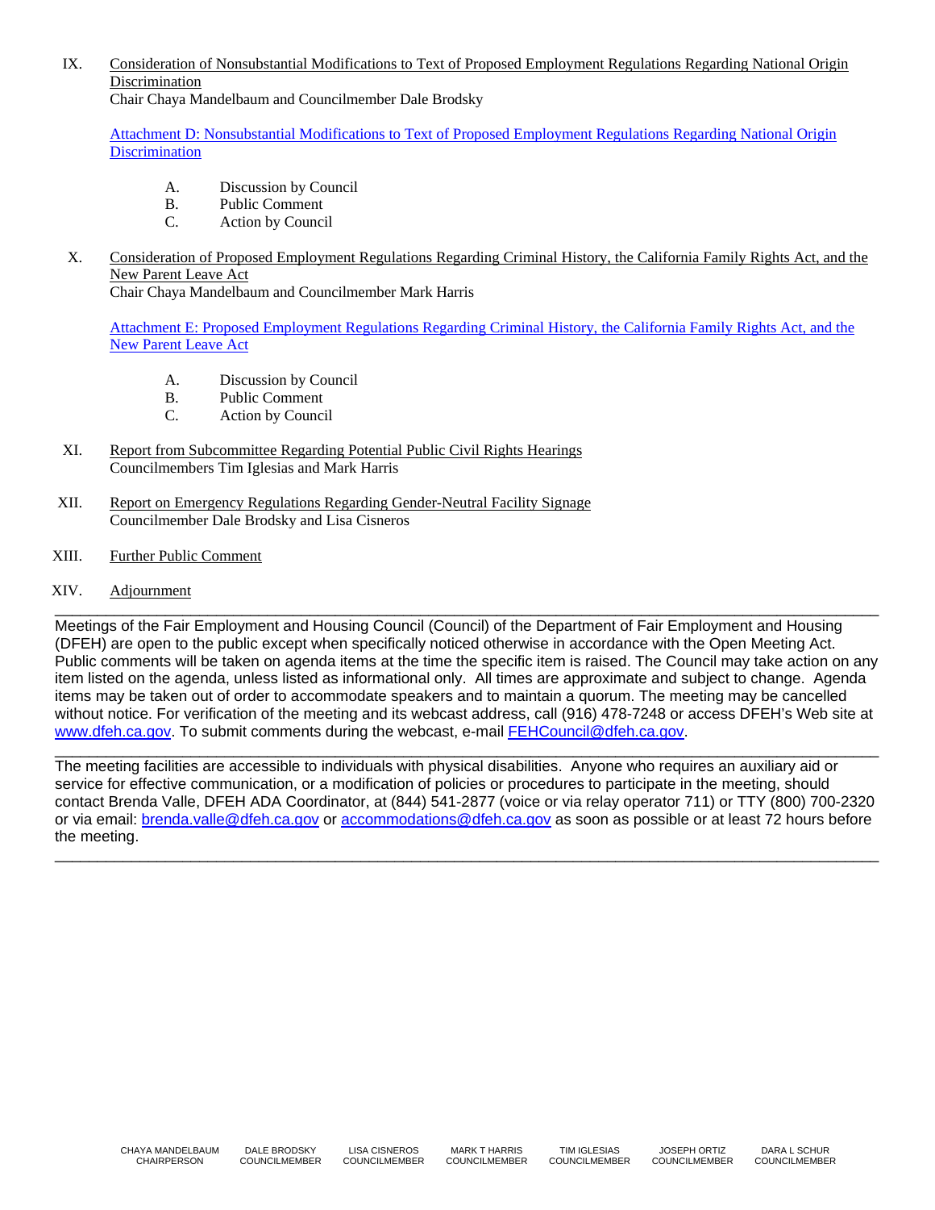IX. Consideration of Nonsubstantial Modifications to Text of Proposed Employment Regulations Regarding National Origin Discrimination
Chair Chaya Mandelbaum and Councilmember Dale Brodsky

Attachment D: Nonsubstantial Modifications to Text of Proposed Employment Regulations Regarding National Origin Discrimination

A. Discussion by Council
B. Public Comment
C. Action by Council

X. Consideration of Proposed Employment Regulations Regarding Criminal History, the California Family Rights Act, and the New Parent Leave Act
Chair Chaya Mandelbaum and Councilmember Mark Harris

Attachment E: Proposed Employment Regulations Regarding Criminal History, the California Family Rights Act, and the New Parent Leave Act

A. Discussion by Council
B. Public Comment
C. Action by Council

XI. Report from Subcommittee Regarding Potential Public Civil Rights Hearings
Councilmembers Tim Iglesias and Mark Harris

XII. Report on Emergency Regulations Regarding Gender-Neutral Facility Signage
Councilmember Dale Brodsky and Lisa Cisneros

XIII. Further Public Comment

XIV. Adjournment

---

Meetings of the Fair Employment and Housing Council (Council) of the Department of Fair Employment and Housing (DFEH) are open to the public except when specifically noticed otherwise in accordance with the Open Meeting Act. Public comments will be taken on agenda items at the time the specific item is raised. The Council may take action on any item listed on the agenda, unless listed as informational only. All times are approximate and subject to change. Agenda items may be taken out of order to accommodate speakers and to maintain a quorum. The meeting may be cancelled without notice. For verification of the meeting and its webcast address, call (916) 478-7248 or access DFEH's Web site at www.dfeh.ca.gov. To submit comments during the webcast, e-mail FEHCouncil@dfeh.ca.gov.

---

The meeting facilities are accessible to individuals with physical disabilities. Anyone who requires an auxiliary aid or service for effective communication, or a modification of policies or procedures to participate in the meeting, should contact Brenda Valle, DFEH ADA Coordinator, at (844) 541-2877 (voice or via relay operator 711) or TTY (800) 700-2320 or via email: brenda.valle@dfeh.ca.gov or accommodations@dfeh.ca.gov as soon as possible or at least 72 hours before the meeting.

---

| CHAYA MANDELBAUM | DALE BRODSKY | LISA CISNEROS | MARK T HARRIS | TIM IGLESIAS | JOSEPH ORTIZ | DARA L SCHUR |
|---|---|---|---|---|---|---|
| CHAIRPERSON | COUNCILMEMBER | COUNCILMEMBER | COUNCILMEMBER | COUNCILMEMBER | COUNCILMEMBER | COUNCILMEMBER |